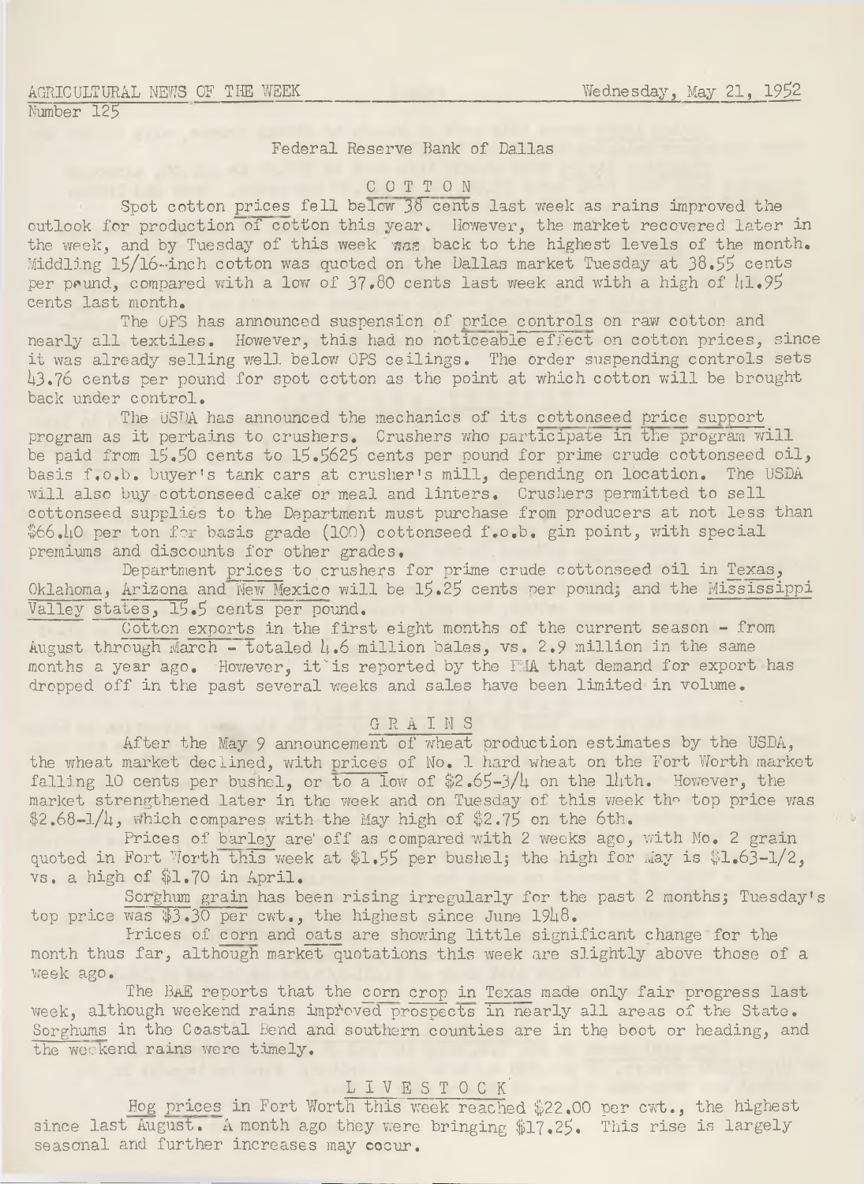AGRICULTURAL NEWS OF THE WEEK  
Number 125

Wednesday, May 21, 1952

Federal Reserve Bank of Dallas

## COTTON

Spot cotton prices fell below 38 cents last week as rains improved the outlook for production of cotton this year. However, the market recovered later in the week, and by Tuesday of this week was back to the highest levels of the month. Middling 15/16-inch cotton was quoted on the Dallas market Tuesday at 38.55 cents per pound, compared with a low of 37.80 cents last week and with a high of 41.95 cents last month.

The OPS has announced suspension of price controls on raw cotton and nearly all textiles. However, this had no noticeable effect on cotton prices, since it was already selling well below OPS ceilings. The order suspending controls sets 43.76 cents per pound for spot cotton as the point at which cotton will be brought back under control.

The USDA has announced the mechanics of its cottonseed price support program as it pertains to crushers. Crushers who participate in the program will be paid from 15.50 cents to 15.5625 cents per pound for prime crude cottonseed oil, basis f.o.b. buyer's tank cars at crusher's mill, depending on location. The USDA will also buy cottonseed cake or meal and linters. Crushers permitted to sell cottonseed supplies to the Department must purchase from producers at not less than $66.40 per ton for basis grade (100) cottonseed f.o.b. gin point, with special premiums and discounts for other grades.

Department prices to crushers for prime crude cottonseed oil in Texas, Oklahoma, Arizona and New Mexico will be 15.25 cents per pound; and the Mississippi Valley states, 15.5 cents per pound.

Cotton exports in the first eight months of the current season - from August through March - totaled 4.6 million bales, vs. 2.9 million in the same months a year ago. However, it is reported by the PMA that demand for export has dropped off in the past several weeks and sales have been limited in volume.

## GRAINS

After the May 9 announcement of wheat production estimates by the USDA, the wheat market declined, with prices of No. 1 hard wheat on the Fort Worth market falling 10 cents per bushel, or to a low of $2.65-3/4 on the 14th. However, the market strengthened later in the week and on Tuesday of this week the top price was $2.68-1/4, which compares with the May high of $2.75 on the 6th.

Prices of barley are off as compared with 2 weeks ago, with No. 2 grain quoted in Fort Worth this week at $1.55 per bushel; the high for May is $1.63-1/2, vs. a high of $1.70 in April.

Sorghum grain has been rising irregularly for the past 2 months; Tuesday's top price was $3.30 per cwt., the highest since June 1948.

Prices of corn and oats are showing little significant change for the month thus far, although market quotations this week are slightly above those of a week ago.

The BAE reports that the corn crop in Texas made only fair progress last week, although weekend rains improved prospects in nearly all areas of the State. Sorghums in the Coastal Bend and southern counties are in the boot or heading, and the weekend rains were timely.

## LIVESTOCK

Hog prices in Fort Worth this week reached $22.00 per cwt., the highest since last August. A month ago they were bringing $17.25. This rise is largely seasonal and further increases may occur.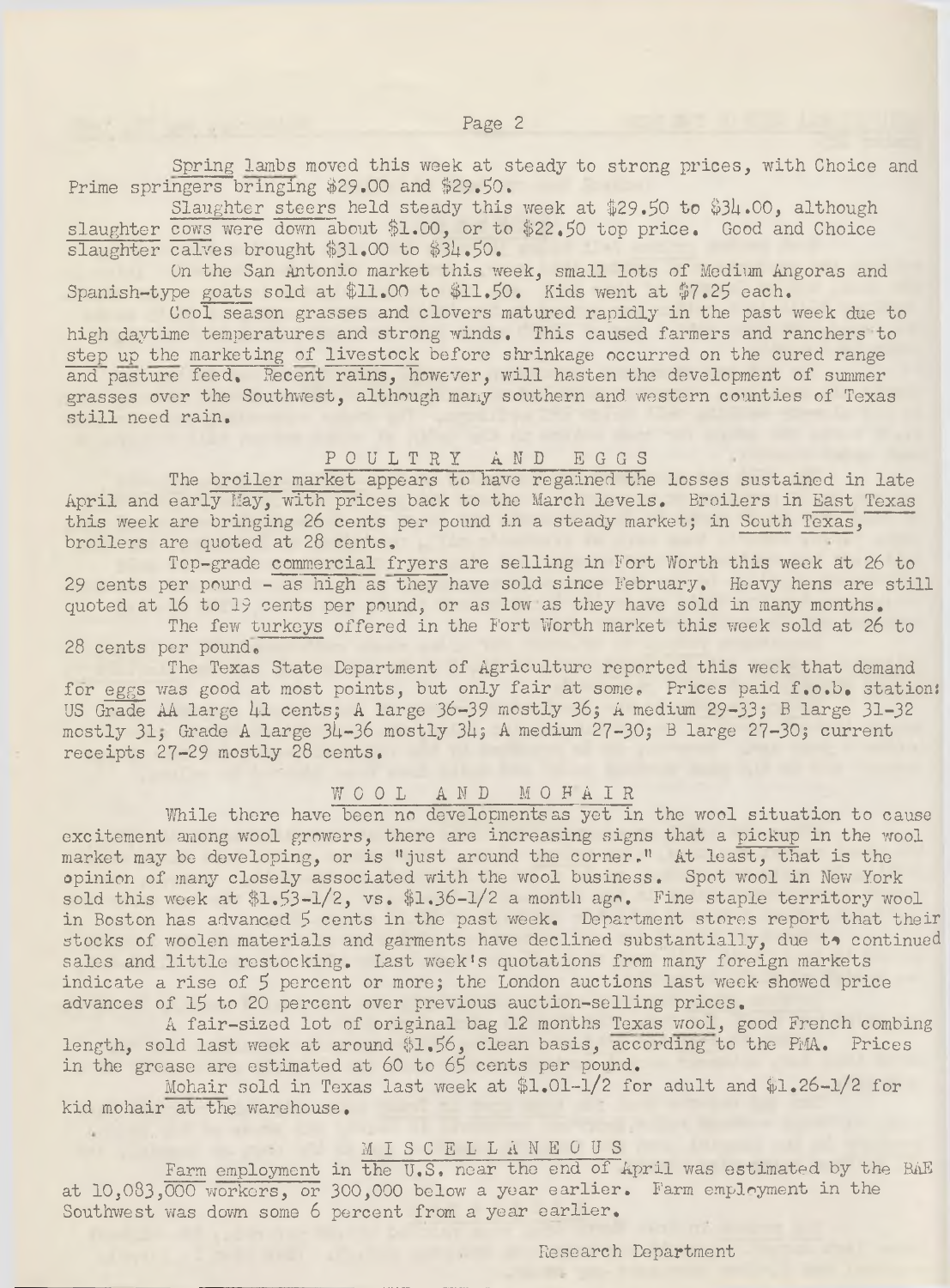Spring lambs moved this week at steady to strong prices, with Choice and Prime springers bringing $29.00 and $29.50.

Slaughter steers held steady this week at $29.50 to $34.00, although slaughter cows were down about $1.00, or to $22.50 top price. Good and Choice slaughter calves brought $31.00 to $34.50.

On the San Antonio market this week, small lots of Medium Angoras and Spanish-type goats sold at $11.00 to $11.50. Kids went at $7.25 each.

Cool season grasses and clovers matured rapidly in the past week due to high daytime temperatures and strong winds. This caused farmers and ranchers to step up the marketing of livestock before shrinkage occurred on the cured range and pasture feed. Recent rains, however, will hasten the development of summer grasses over the Southwest, although many southern and western counties of Texas still need rain.

## POULTRY AND EGGS

The broiler market appears to have regained the losses sustained in late April and early May, with prices back to the March levels. Broilers in East Texas this week are bringing 26 cents per pound in a steady market; in South Texas, broilers are quoted at 28 cents.

Top-grade commercial fryers are selling in Fort Worth this week at 26 to 29 cents per pound - as high as they have sold since February. Heavy hens are still quoted at 16 to 19 cents per pound, or as low as they have sold in many months.

The few turkeys offered in the Fort Worth market this week sold at 26 to 28 cents per pound.

The Texas State Department of Agriculture reported this week that demand for eggs was good at most points, but only fair at some. Prices paid f.o.b. station: US Grade AA large 41 cents; A large 36-39 mostly 36; A medium 29-33; B large 31-32 mostly 31; Grade A large 34-36 mostly 34; A medium 27-30; B large 27-30; current receipts 27-29 mostly 28 cents.

## WOOL AND MOHAIR

While there have been no developments as yet in the wool situation to cause excitement among wool growers, there are increasing signs that a pickup in the wool market may be developing, or is "just around the corner." At least, that is the opinion of many closely associated with the wool business. Spot wool in New York sold this week at $1.53-1/2, vs. $1.36-1/2 a month ago. Fine staple territory wool in Boston has advanced 5 cents in the past week. Department stores report that their stocks of woolen materials and garments have declined substantially, due to continued sales and little restocking. Last week's quotations from many foreign markets indicate a rise of 5 percent or more; the London auctions last week showed price advances of 15 to 20 percent over previous auction-selling prices.

A fair-sized lot of original bag 12 months Texas wool, good French combing length, sold last week at around $1.56, clean basis, according to the PMA. Prices in the grease are estimated at 60 to 65 cents per pound.

Mohair sold in Texas last week at $1.01-1/2 for adult and $1.26-1/2 for kid mohair at the warehouse.

## MISCELLANEOUS

Farm employment in the U.S. near the end of April was estimated by the BAE at 10,083,000 workers, or 300,000 below a year earlier. Farm employment in the Southwest was down some 6 percent from a year earlier.

Research Department